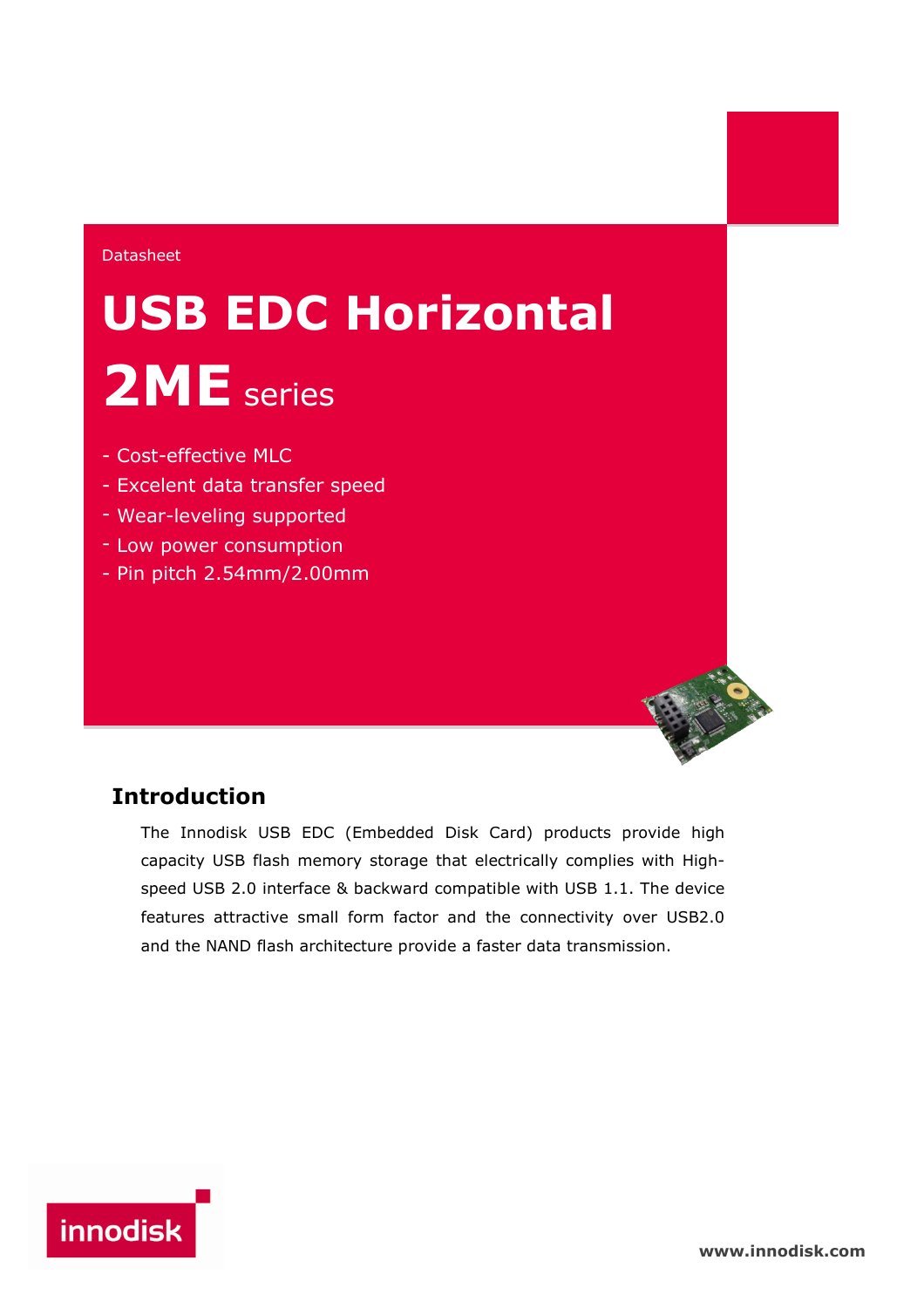Datasheet

# USB EDC Horizontal

# 2ME series

- Cost-effective MLC
- Excelent data transfer speed
- Wear-leveling supported
- Low power consumption
- Pin pitch 2.54mm/2.00mm

## Introduction

The Innodisk USB EDC (Embedded Disk Card) products provide high capacity USB flash memory storage that electrically complies with High-speed USB 2.0 interface & backward compatible with USB 1.1. The device features attractive small form factor and the connectivity over USB2.0 and the NAND flash architecture provide a faster data transmission.

innodisk

www.innodisk.com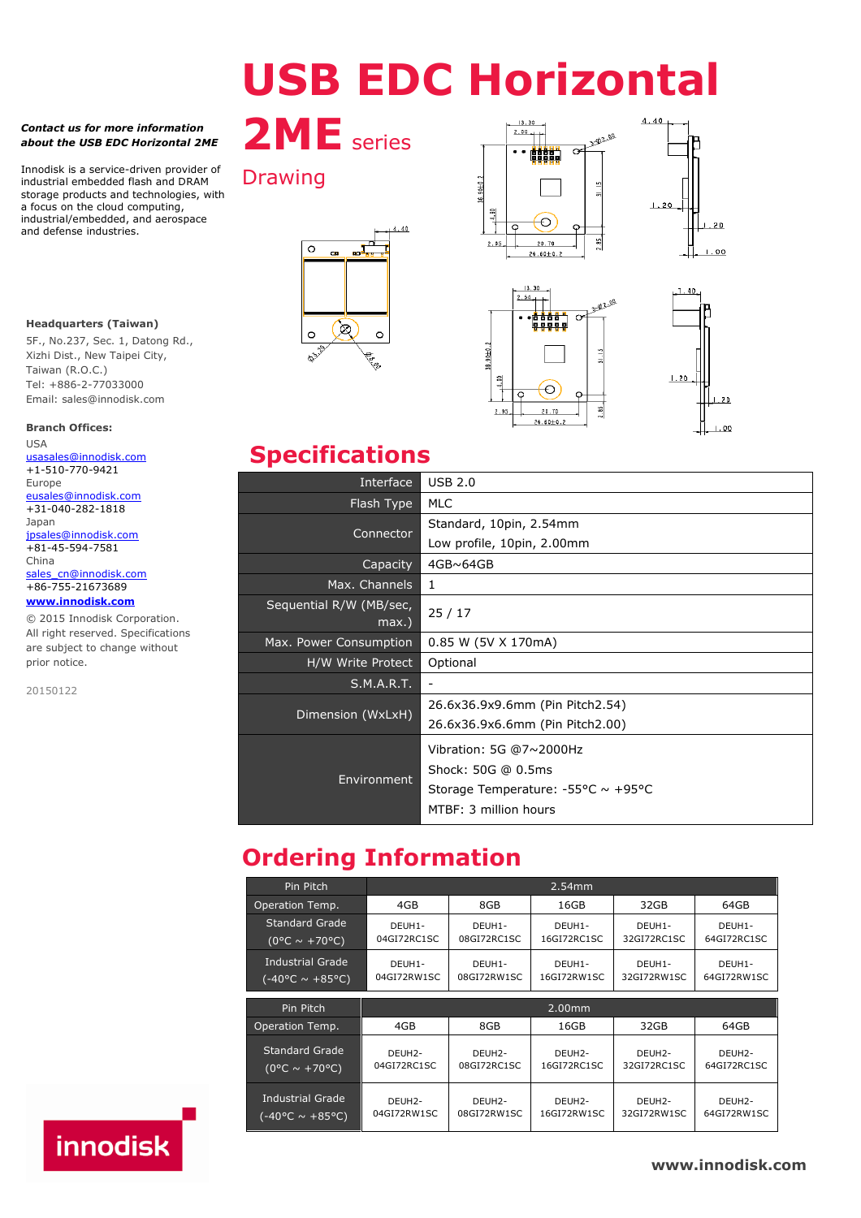# USB EDC Horizontal

# 2ME series

## Drawing

4.40

Ø3.20

Ø6.00

13.30
2.00
3-Ø2.00
36.90±0.2
31.15
4.80
2.95
20.70
26.60±0.2
2.85
4.40
1.20
1.20
1.00

13.30
2.54
3-Ø2.00
38.90±0.2
31.15
4.80
2.95
20.70
26.60±0.2
2.85
7.40
1.20
1.20
1.00

***Contact us for more information about the USB EDC Horizontal 2ME***

Innodisk is a service-driven provider of industrial embedded flash and DRAM storage products and technologies, with a focus on the cloud computing, industrial/embedded, and aerospace and defense industries.

**Headquarters (Taiwan)**

5F., No.237, Sec. 1, Datong Rd.,
Xizhi Dist., New Taipei City,
Taiwan (R.O.C.)
Tel: +886-2-77033000
Email: sales@innodisk.com

**Branch Offices:**

USA
usasales@innodisk.com
+1-510-770-9421
Europe
eusales@innodisk.com
+31-040-282-1818
Japan
jpsales@innodisk.com
+81-45-594-7581
China
sales_cn@innodisk.com
+86-755-21673689
**www.innodisk.com**

© 2015 Innodisk Corporation.
All right reserved. Specifications are subject to change without prior notice.

20150122

## Specifications

| | |
|---|---|
| Interface | USB 2.0 |
| Flash Type | MLC |
| Connector | Standard, 10pin, 2.54mm<br>Low profile, 10pin, 2.00mm |
| Capacity | 4GB~64GB |
| Max. Channels | 1 |
| Sequential R/W (MB/sec, max.) | 25 / 17 |
| Max. Power Consumption | 0.85 W (5V X 170mA) |
| H/W Write Protect | Optional |
| S.M.A.R.T. | - |
| Dimension (WxLxH) | 26.6x36.9x9.6mm (Pin Pitch2.54)<br>26.6x36.9x6.6mm (Pin Pitch2.00) |
| Environment | Vibration: 5G @7~2000Hz<br>Shock: 50G @ 0.5ms<br>Storage Temperature: -55°C ~ +95°C<br>MTBF: 3 million hours |

## Ordering Information

| Pin Pitch | 2.54mm | | | | |
|---|---|---|---|---|---|
| Operation Temp. | 4GB | 8GB | 16GB | 32GB | 64GB |
| Standard Grade (0°C ~ +70°C) | DEUH1-04GI72RC1SC | DEUH1-08GI72RC1SC | DEUH1-16GI72RC1SC | DEUH1-32GI72RC1SC | DEUH1-64GI72RC1SC |
| Industrial Grade (-40°C ~ +85°C) | DEUH1-04GI72RW1SC | DEUH1-08GI72RW1SC | DEUH1-16GI72RW1SC | DEUH1-32GI72RW1SC | DEUH1-64GI72RW1SC |

| Pin Pitch | 2.00mm | | | | |
|---|---|---|---|---|---|
| Operation Temp. | 4GB | 8GB | 16GB | 32GB | 64GB |
| Standard Grade (0°C ~ +70°C) | DEUH2-04GI72RC1SC | DEUH2-08GI72RC1SC | DEUH2-16GI72RC1SC | DEUH2-32GI72RC1SC | DEUH2-64GI72RC1SC |
| Industrial Grade (-40°C ~ +85°C) | DEUH2-04GI72RW1SC | DEUH2-08GI72RW1SC | DEUH2-16GI72RW1SC | DEUH2-32GI72RW1SC | DEUH2-64GI72RW1SC |

innodisk

**www.innodisk.com**